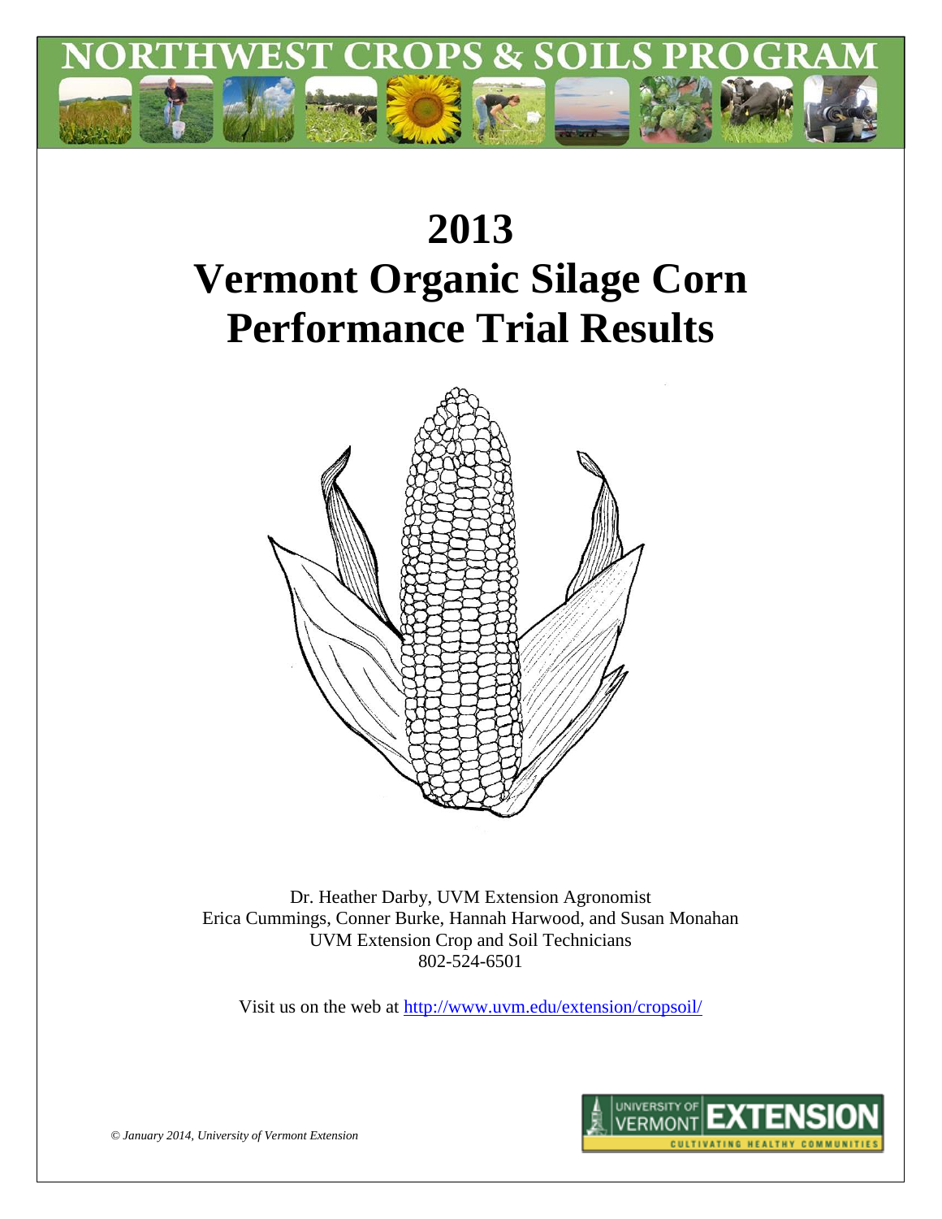NORTHWEST CROPS & SOILS PROGRAM

# 2013
# Vermont Organic Silage Corn Performance Trial Results

Dr. Heather Darby, UVM Extension Agronomist
Erica Cummings, Conner Burke, Hannah Harwood, and Susan Monahan
UVM Extension Crop and Soil Technicians
802-524-6501

Visit us on the web at http://www.uvm.edu/extension/cropsoil/

*© January 2014, University of Vermont Extension*

UNIVERSITY OF VERMONT EXTENSION
CULTIVATING HEALTHY COMMUNITIES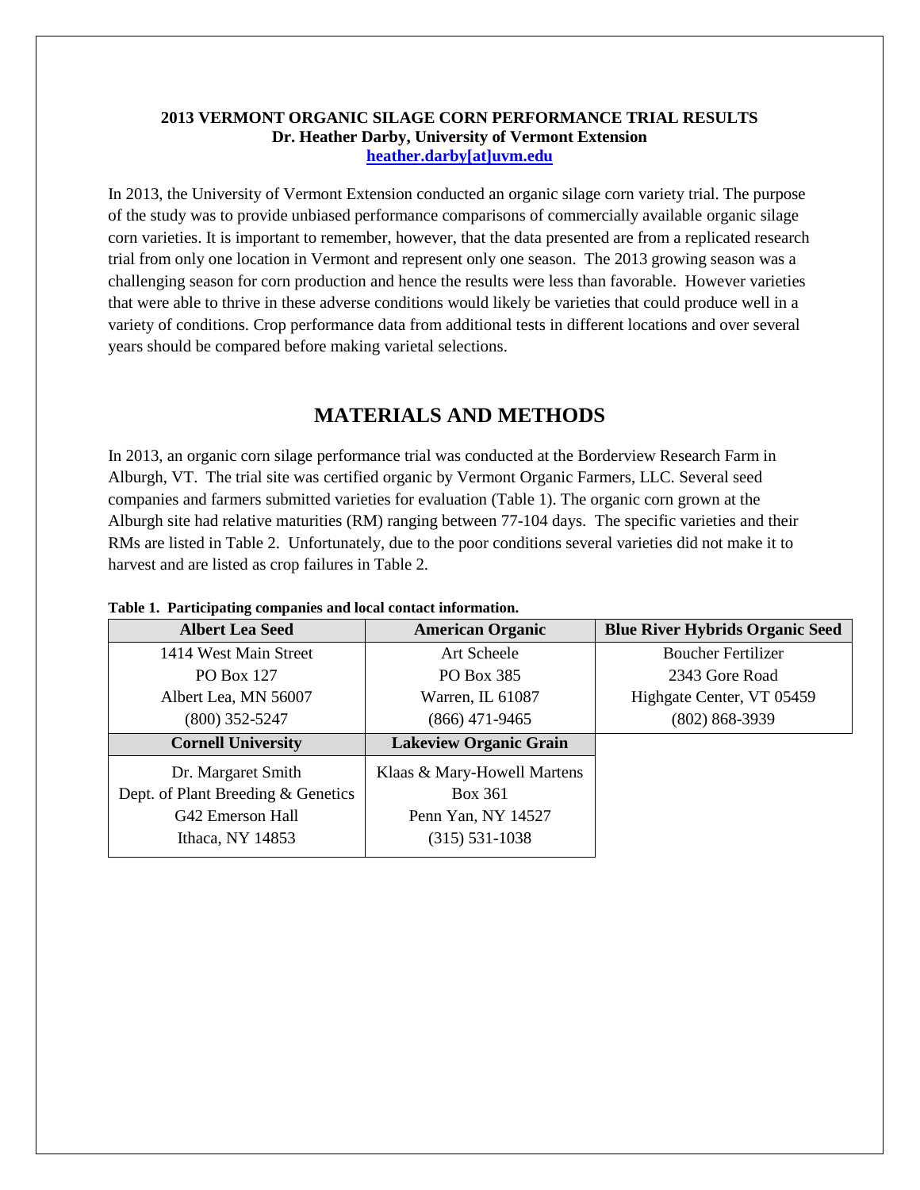**2013 VERMONT ORGANIC SILAGE CORN PERFORMANCE TRIAL RESULTS**
**Dr. Heather Darby, University of Vermont Extension**
**heather.darby[at]uvm.edu**

In 2013, the University of Vermont Extension conducted an organic silage corn variety trial. The purpose of the study was to provide unbiased performance comparisons of commercially available organic silage corn varieties. It is important to remember, however, that the data presented are from a replicated research trial from only one location in Vermont and represent only one season. The 2013 growing season was a challenging season for corn production and hence the results were less than favorable. However varieties that were able to thrive in these adverse conditions would likely be varieties that could produce well in a variety of conditions. Crop performance data from additional tests in different locations and over several years should be compared before making varietal selections.

## MATERIALS AND METHODS

In 2013, an organic corn silage performance trial was conducted at the Borderview Research Farm in Alburgh, VT. The trial site was certified organic by Vermont Organic Farmers, LLC. Several seed companies and farmers submitted varieties for evaluation (Table 1). The organic corn grown at the Alburgh site had relative maturities (RM) ranging between 77-104 days. The specific varieties and their RMs are listed in Table 2. Unfortunately, due to the poor conditions several varieties did not make it to harvest and are listed as crop failures in Table 2.

**Table 1. Participating companies and local contact information.**

| Albert Lea Seed | American Organic | Blue River Hybrids Organic Seed |
|---|---|---|
| 1414 West Main Street<br>PO Box 127<br>Albert Lea, MN 56007<br>(800) 352-5247 | Art Scheele<br>PO Box 385<br>Warren, IL 61087<br>(866) 471-9465 | Boucher Fertilizer<br>2343 Gore Road<br>Highgate Center, VT 05459<br>(802) 868-3939 |
| **Cornell University** | **Lakeview Organic Grain** | |
| Dr. Margaret Smith<br>Dept. of Plant Breeding & Genetics<br>G42 Emerson Hall<br>Ithaca, NY 14853 | Klaas & Mary-Howell Martens<br>Box 361<br>Penn Yan, NY 14527<br>(315) 531-1038 | |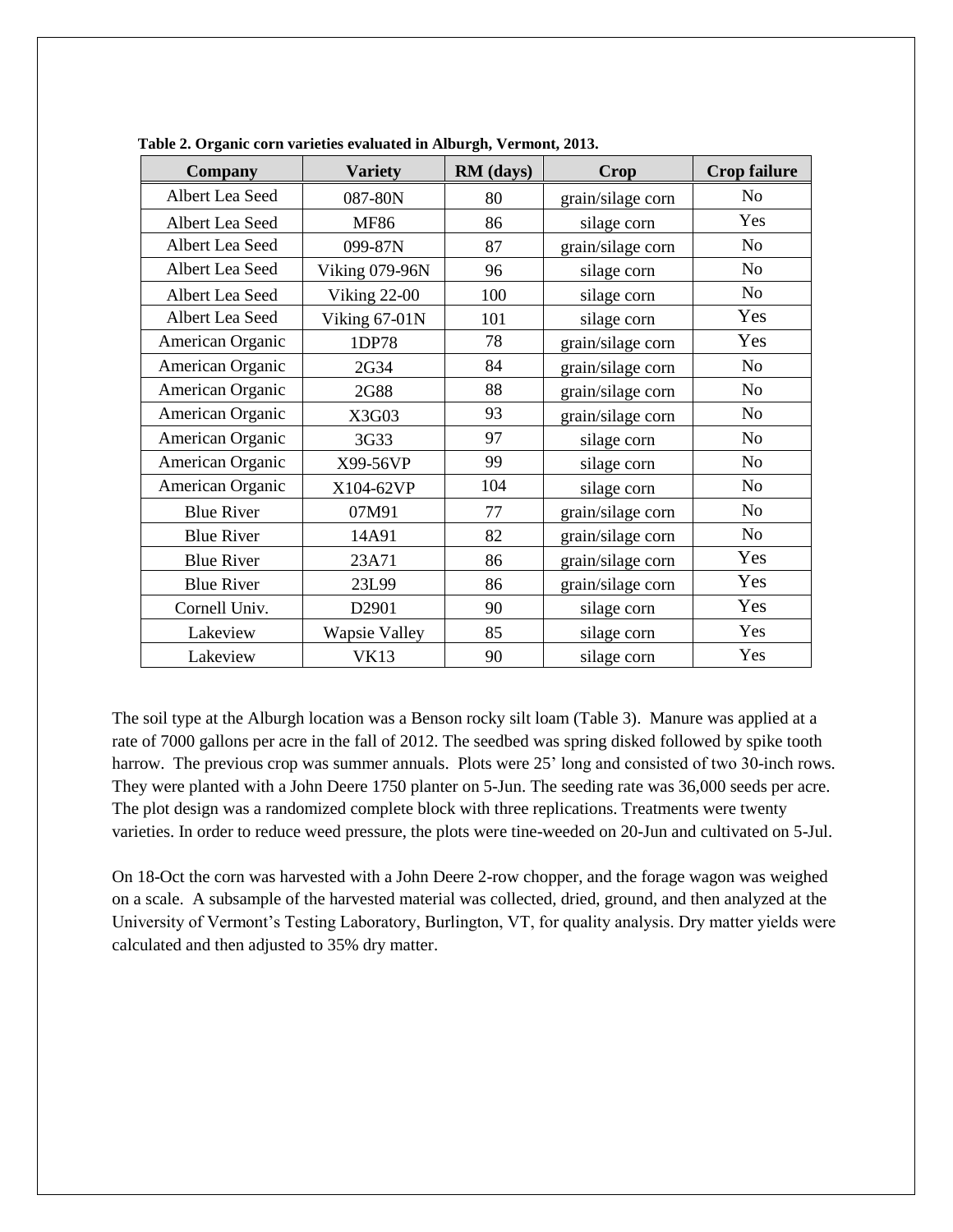**Table 2. Organic corn varieties evaluated in Alburgh, Vermont, 2013.**

| Company | Variety | RM (days) | Crop | Crop failure |
|---|---|---|---|---|
| Albert Lea Seed | 087-80N | 80 | grain/silage corn | No |
| Albert Lea Seed | MF86 | 86 | silage corn | Yes |
| Albert Lea Seed | 099-87N | 87 | grain/silage corn | No |
| Albert Lea Seed | Viking 079-96N | 96 | silage corn | No |
| Albert Lea Seed | Viking 22-00 | 100 | silage corn | No |
| Albert Lea Seed | Viking 67-01N | 101 | silage corn | Yes |
| American Organic | 1DP78 | 78 | grain/silage corn | Yes |
| American Organic | 2G34 | 84 | grain/silage corn | No |
| American Organic | 2G88 | 88 | grain/silage corn | No |
| American Organic | X3G03 | 93 | grain/silage corn | No |
| American Organic | 3G33 | 97 | silage corn | No |
| American Organic | X99-56VP | 99 | silage corn | No |
| American Organic | X104-62VP | 104 | silage corn | No |
| Blue River | 07M91 | 77 | grain/silage corn | No |
| Blue River | 14A91 | 82 | grain/silage corn | No |
| Blue River | 23A71 | 86 | grain/silage corn | Yes |
| Blue River | 23L99 | 86 | grain/silage corn | Yes |
| Cornell Univ. | D2901 | 90 | silage corn | Yes |
| Lakeview | Wapsie Valley | 85 | silage corn | Yes |
| Lakeview | VK13 | 90 | silage corn | Yes |

The soil type at the Alburgh location was a Benson rocky silt loam (Table 3). Manure was applied at a rate of 7000 gallons per acre in the fall of 2012. The seedbed was spring disked followed by spike tooth harrow. The previous crop was summer annuals. Plots were 25' long and consisted of two 30-inch rows. They were planted with a John Deere 1750 planter on 5-Jun. The seeding rate was 36,000 seeds per acre. The plot design was a randomized complete block with three replications. Treatments were twenty varieties. In order to reduce weed pressure, the plots were tine-weeded on 20-Jun and cultivated on 5-Jul.

On 18-Oct the corn was harvested with a John Deere 2-row chopper, and the forage wagon was weighed on a scale. A subsample of the harvested material was collected, dried, ground, and then analyzed at the University of Vermont's Testing Laboratory, Burlington, VT, for quality analysis. Dry matter yields were calculated and then adjusted to 35% dry matter.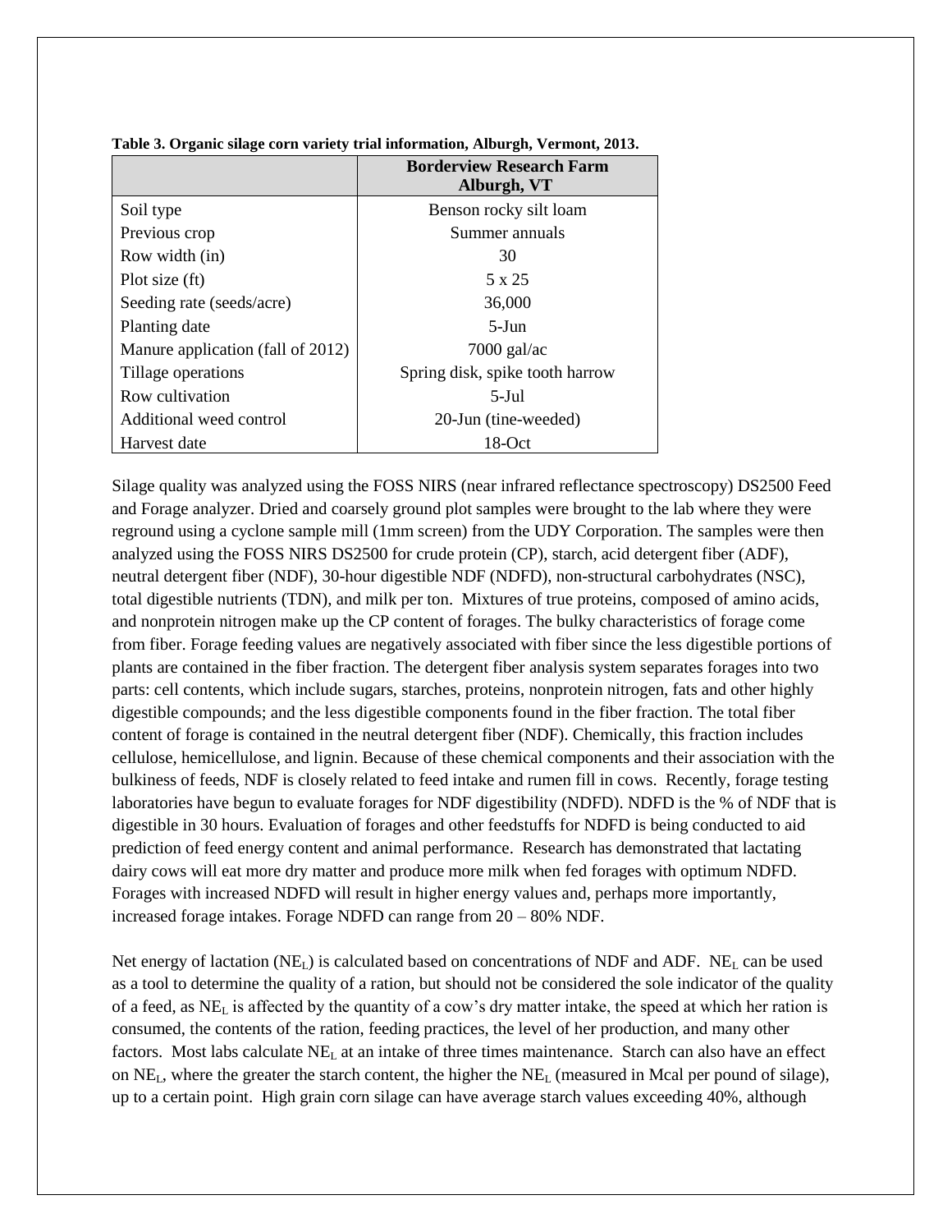**Table 3. Organic silage corn variety trial information, Alburgh, Vermont, 2013.**

| | Borderview Research Farm Alburgh, VT |
|---|---|
| Soil type | Benson rocky silt loam |
| Previous crop | Summer annuals |
| Row width (in) | 30 |
| Plot size (ft) | 5 x 25 |
| Seeding rate (seeds/acre) | 36,000 |
| Planting date | 5-Jun |
| Manure application (fall of 2012) | 7000 gal/ac |
| Tillage operations | Spring disk, spike tooth harrow |
| Row cultivation | 5-Jul |
| Additional weed control | 20-Jun (tine-weeded) |
| Harvest date | 18-Oct |

Silage quality was analyzed using the FOSS NIRS (near infrared reflectance spectroscopy) DS2500 Feed and Forage analyzer. Dried and coarsely ground plot samples were brought to the lab where they were reground using a cyclone sample mill (1mm screen) from the UDY Corporation. The samples were then analyzed using the FOSS NIRS DS2500 for crude protein (CP), starch, acid detergent fiber (ADF), neutral detergent fiber (NDF), 30-hour digestible NDF (NDFD), non-structural carbohydrates (NSC), total digestible nutrients (TDN), and milk per ton. Mixtures of true proteins, composed of amino acids, and nonprotein nitrogen make up the CP content of forages. The bulky characteristics of forage come from fiber. Forage feeding values are negatively associated with fiber since the less digestible portions of plants are contained in the fiber fraction. The detergent fiber analysis system separates forages into two parts: cell contents, which include sugars, starches, proteins, nonprotein nitrogen, fats and other highly digestible compounds; and the less digestible components found in the fiber fraction. The total fiber content of forage is contained in the neutral detergent fiber (NDF). Chemically, this fraction includes cellulose, hemicellulose, and lignin. Because of these chemical components and their association with the bulkiness of feeds, NDF is closely related to feed intake and rumen fill in cows. Recently, forage testing laboratories have begun to evaluate forages for NDF digestibility (NDFD). NDFD is the % of NDF that is digestible in 30 hours. Evaluation of forages and other feedstuffs for NDFD is being conducted to aid prediction of feed energy content and animal performance. Research has demonstrated that lactating dairy cows will eat more dry matter and produce more milk when fed forages with optimum NDFD. Forages with increased NDFD will result in higher energy values and, perhaps more importantly, increased forage intakes. Forage NDFD can range from 20 – 80% NDF.

Net energy of lactation ($NE_L$) is calculated based on concentrations of NDF and ADF. $NE_L$ can be used as a tool to determine the quality of a ration, but should not be considered the sole indicator of the quality of a feed, as $NE_L$ is affected by the quantity of a cow's dry matter intake, the speed at which her ration is consumed, the contents of the ration, feeding practices, the level of her production, and many other factors. Most labs calculate $NE_L$ at an intake of three times maintenance. Starch can also have an effect on $NE_L$, where the greater the starch content, the higher the $NE_L$ (measured in Mcal per pound of silage), up to a certain point. High grain corn silage can have average starch values exceeding 40%, although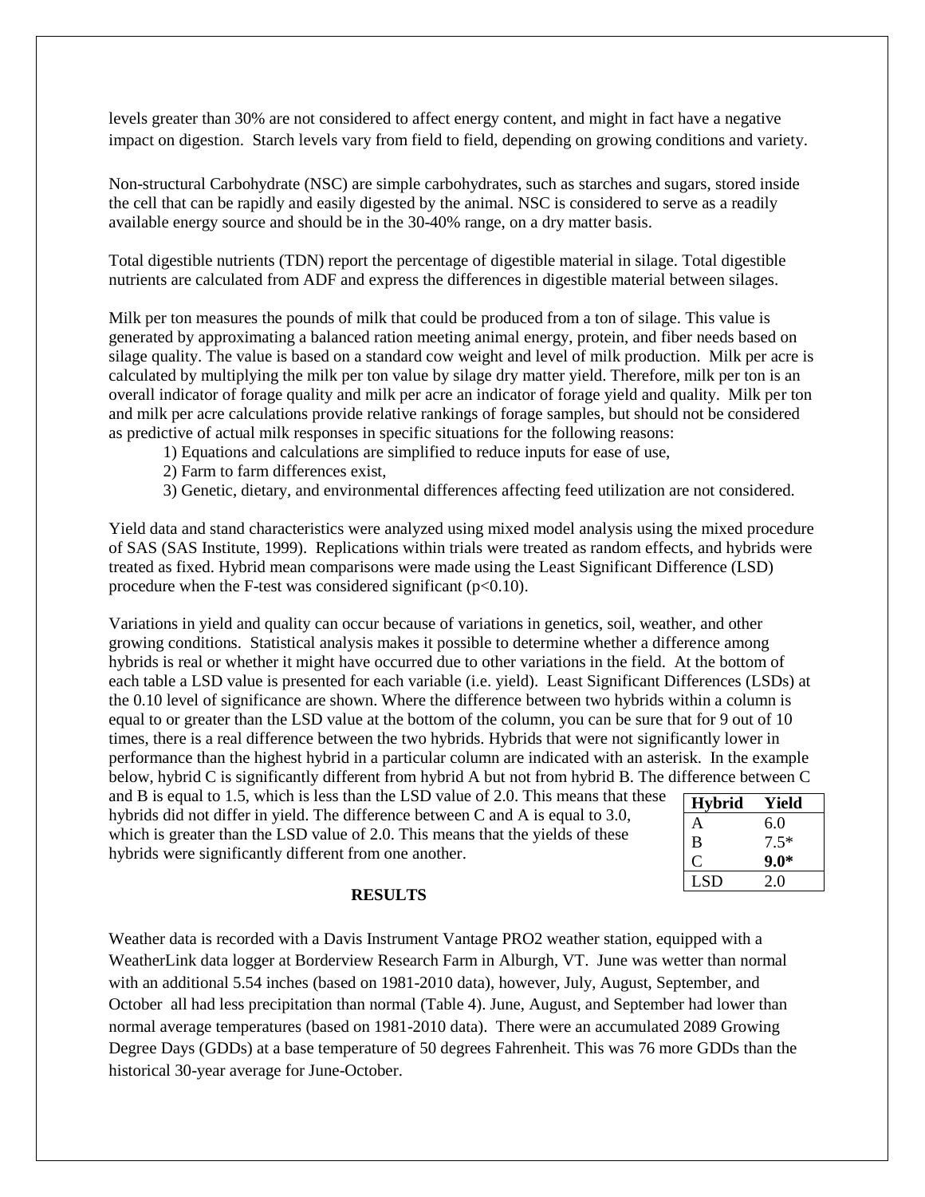levels greater than 30% are not considered to affect energy content, and might in fact have a negative impact on digestion. Starch levels vary from field to field, depending on growing conditions and variety.

Non-structural Carbohydrate (NSC) are simple carbohydrates, such as starches and sugars, stored inside the cell that can be rapidly and easily digested by the animal. NSC is considered to serve as a readily available energy source and should be in the 30-40% range, on a dry matter basis.

Total digestible nutrients (TDN) report the percentage of digestible material in silage. Total digestible nutrients are calculated from ADF and express the differences in digestible material between silages.

Milk per ton measures the pounds of milk that could be produced from a ton of silage. This value is generated by approximating a balanced ration meeting animal energy, protein, and fiber needs based on silage quality. The value is based on a standard cow weight and level of milk production. Milk per acre is calculated by multiplying the milk per ton value by silage dry matter yield. Therefore, milk per ton is an overall indicator of forage quality and milk per acre an indicator of forage yield and quality. Milk per ton and milk per acre calculations provide relative rankings of forage samples, but should not be considered as predictive of actual milk responses in specific situations for the following reasons:

1) Equations and calculations are simplified to reduce inputs for ease of use,
2) Farm to farm differences exist,
3) Genetic, dietary, and environmental differences affecting feed utilization are not considered.

Yield data and stand characteristics were analyzed using mixed model analysis using the mixed procedure of SAS (SAS Institute, 1999). Replications within trials were treated as random effects, and hybrids were treated as fixed. Hybrid mean comparisons were made using the Least Significant Difference (LSD) procedure when the F-test was considered significant ($p<0.10$).

Variations in yield and quality can occur because of variations in genetics, soil, weather, and other growing conditions. Statistical analysis makes it possible to determine whether a difference among hybrids is real or whether it might have occurred due to other variations in the field. At the bottom of each table a LSD value is presented for each variable (i.e. yield). Least Significant Differences (LSDs) at the 0.10 level of significance are shown. Where the difference between two hybrids within a column is equal to or greater than the LSD value at the bottom of the column, you can be sure that for 9 out of 10 times, there is a real difference between the two hybrids. Hybrids that were not significantly lower in performance than the highest hybrid in a particular column are indicated with an asterisk. In the example below, hybrid C is significantly different from hybrid A but not from hybrid B. The difference between C and B is equal to 1.5, which is less than the LSD value of 2.0. This means that these hybrids did not differ in yield. The difference between C and A is equal to 3.0, which is greater than the LSD value of 2.0. This means that the yields of these hybrids were significantly different from one another.

| Hybrid | Yield |
|---|---|
| A | 6.0 |
| B | 7.5* |
| C | **9.0*** |
| LSD | 2.0 |

## RESULTS

Weather data is recorded with a Davis Instrument Vantage PRO2 weather station, equipped with a WeatherLink data logger at Borderview Research Farm in Alburgh, VT. June was wetter than normal with an additional 5.54 inches (based on 1981-2010 data), however, July, August, September, and October all had less precipitation than normal (Table 4). June, August, and September had lower than normal average temperatures (based on 1981-2010 data). There were an accumulated 2089 Growing Degree Days (GDDs) at a base temperature of 50 degrees Fahrenheit. This was 76 more GDDs than the historical 30-year average for June-October.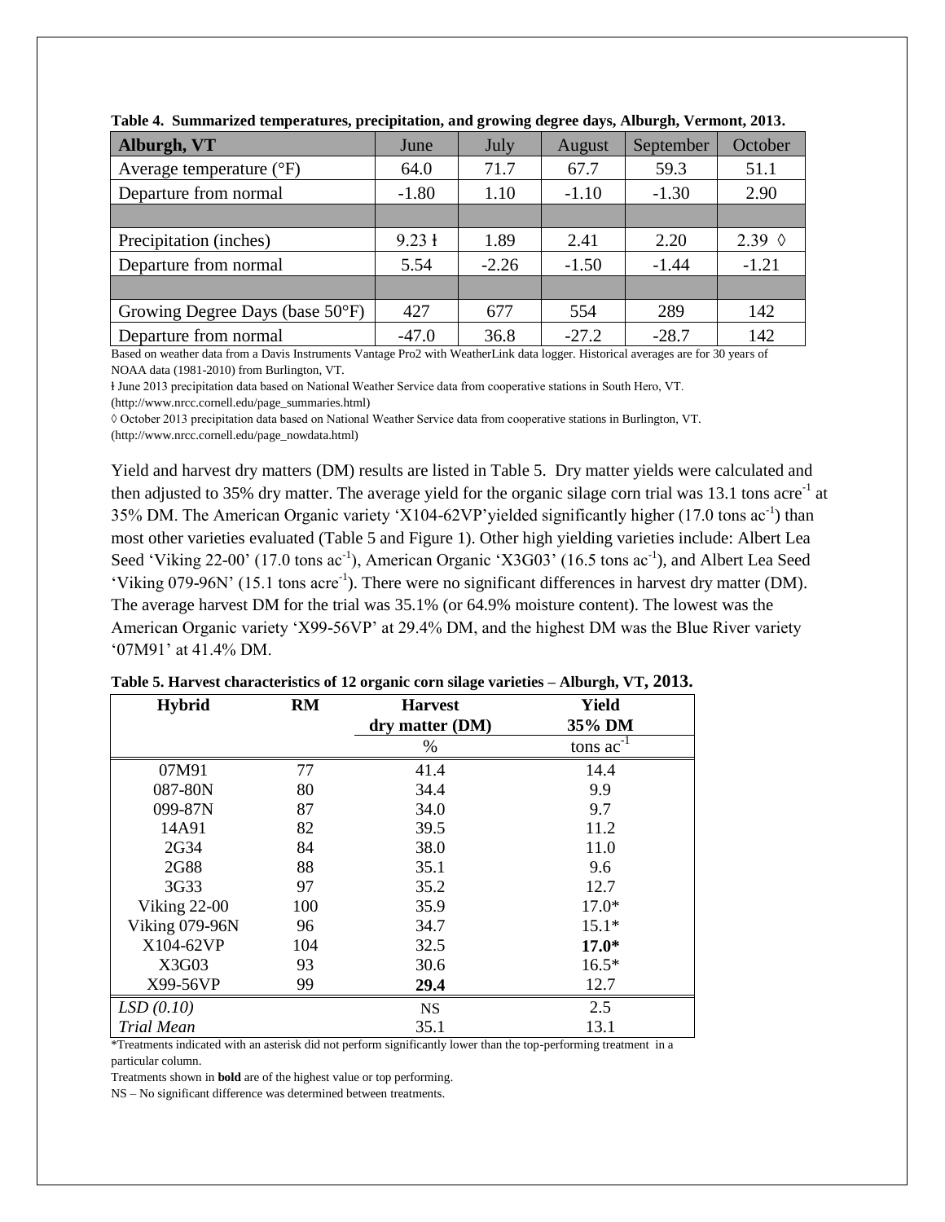**Table 4. Summarized temperatures, precipitation, and growing degree days, Alburgh, Vermont, 2013.**

| Alburgh, VT | June | July | August | September | October |
|---|---|---|---|---|---|
| Average temperature (°F) | 64.0 | 71.7 | 67.7 | 59.3 | 51.1 |
| Departure from normal | -1.80 | 1.10 | -1.10 | -1.30 | 2.90 |
| | | | | | |
| Precipitation (inches) | 9.23 ł | 1.89 | 2.41 | 2.20 | 2.39 ◊ |
| Departure from normal | 5.54 | -2.26 | -1.50 | -1.44 | -1.21 |
| | | | | | |
| Growing Degree Days (base 50°F) | 427 | 677 | 554 | 289 | 142 |
| Departure from normal | -47.0 | 36.8 | -27.2 | -28.7 | 142 |

Based on weather data from a Davis Instruments Vantage Pro2 with WeatherLink data logger. Historical averages are for 30 years of NOAA data (1981-2010) from Burlington, VT.

ł June 2013 precipitation data based on National Weather Service data from cooperative stations in South Hero, VT. (http://www.nrcc.cornell.edu/page_summaries.html)

◊ October 2013 precipitation data based on National Weather Service data from cooperative stations in Burlington, VT. (http://www.nrcc.cornell.edu/page_nowdata.html)

Yield and harvest dry matters (DM) results are listed in Table 5. Dry matter yields were calculated and then adjusted to 35% dry matter. The average yield for the organic silage corn trial was 13.1 tons acre$^{-1}$ at 35% DM. The American Organic variety 'X104-62VP'yielded significantly higher (17.0 tons ac$^{-1}$) than most other varieties evaluated (Table 5 and Figure 1). Other high yielding varieties include: Albert Lea Seed 'Viking 22-00' (17.0 tons ac$^{-1}$), American Organic 'X3G03' (16.5 tons ac$^{-1}$), and Albert Lea Seed 'Viking 079-96N' (15.1 tons acre$^{-1}$). There were no significant differences in harvest dry matter (DM). The average harvest DM for the trial was 35.1% (or 64.9% moisture content). The lowest was the American Organic variety 'X99-56VP' at 29.4% DM, and the highest DM was the Blue River variety '07M91' at 41.4% DM.

**Table 5. Harvest characteristics of 12 organic corn silage varieties – Alburgh, VT, 2013.**

| Hybrid | RM | Harvest dry matter (DM) | Yield 35% DM |
|---|---|---|---|
| | | % | tons ac$^{-1}$ |
| 07M91 | 77 | 41.4 | 14.4 |
| 087-80N | 80 | 34.4 | 9.9 |
| 099-87N | 87 | 34.0 | 9.7 |
| 14A91 | 82 | 39.5 | 11.2 |
| 2G34 | 84 | 38.0 | 11.0 |
| 2G88 | 88 | 35.1 | 9.6 |
| 3G33 | 97 | 35.2 | 12.7 |
| Viking 22-00 | 100 | 35.9 | 17.0* |
| Viking 079-96N | 96 | 34.7 | 15.1* |
| X104-62VP | 104 | 32.5 | **17.0*** |
| X3G03 | 93 | 30.6 | 16.5* |
| X99-56VP | 99 | **29.4** | 12.7 |
| *LSD (0.10)* | | NS | 2.5 |
| *Trial Mean* | | 35.1 | 13.1 |

*Treatments indicated with an asterisk did not perform significantly lower than the top-performing treatment in a particular column.

Treatments shown in **bold** are of the highest value or top performing.

NS – No significant difference was determined between treatments.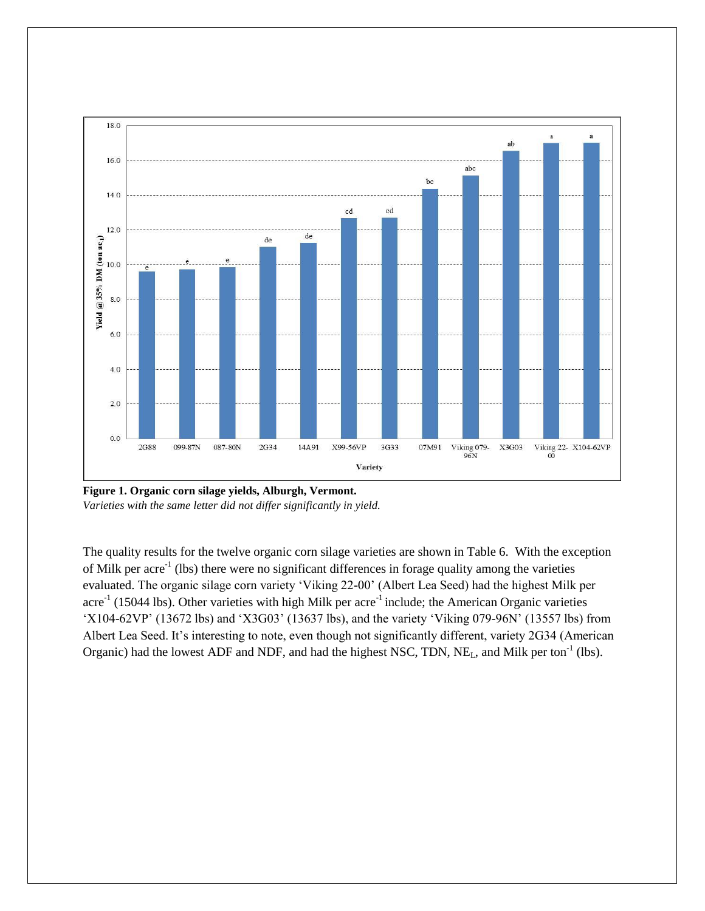**Figure 1. Organic corn silage yields, Alburgh, Vermont.**
*Varieties with the same letter did not differ significantly in yield.*

The quality results for the twelve organic corn silage varieties are shown in Table 6. With the exception of Milk per acre$^{-1}$ (lbs) there were no significant differences in forage quality among the varieties evaluated. The organic silage corn variety 'Viking 22-00' (Albert Lea Seed) had the highest Milk per acre$^{-1}$ (15044 lbs). Other varieties with high Milk per acre$^{-1}$ include; the American Organic varieties 'X104-62VP' (13672 lbs) and 'X3G03' (13637 lbs), and the variety 'Viking 079-96N' (13557 lbs) from Albert Lea Seed. It's interesting to note, even though not significantly different, variety 2G34 (American Organic) had the lowest ADF and NDF, and had the highest NSC, TDN, $NE_L$, and Milk per ton$^{-1}$ (lbs).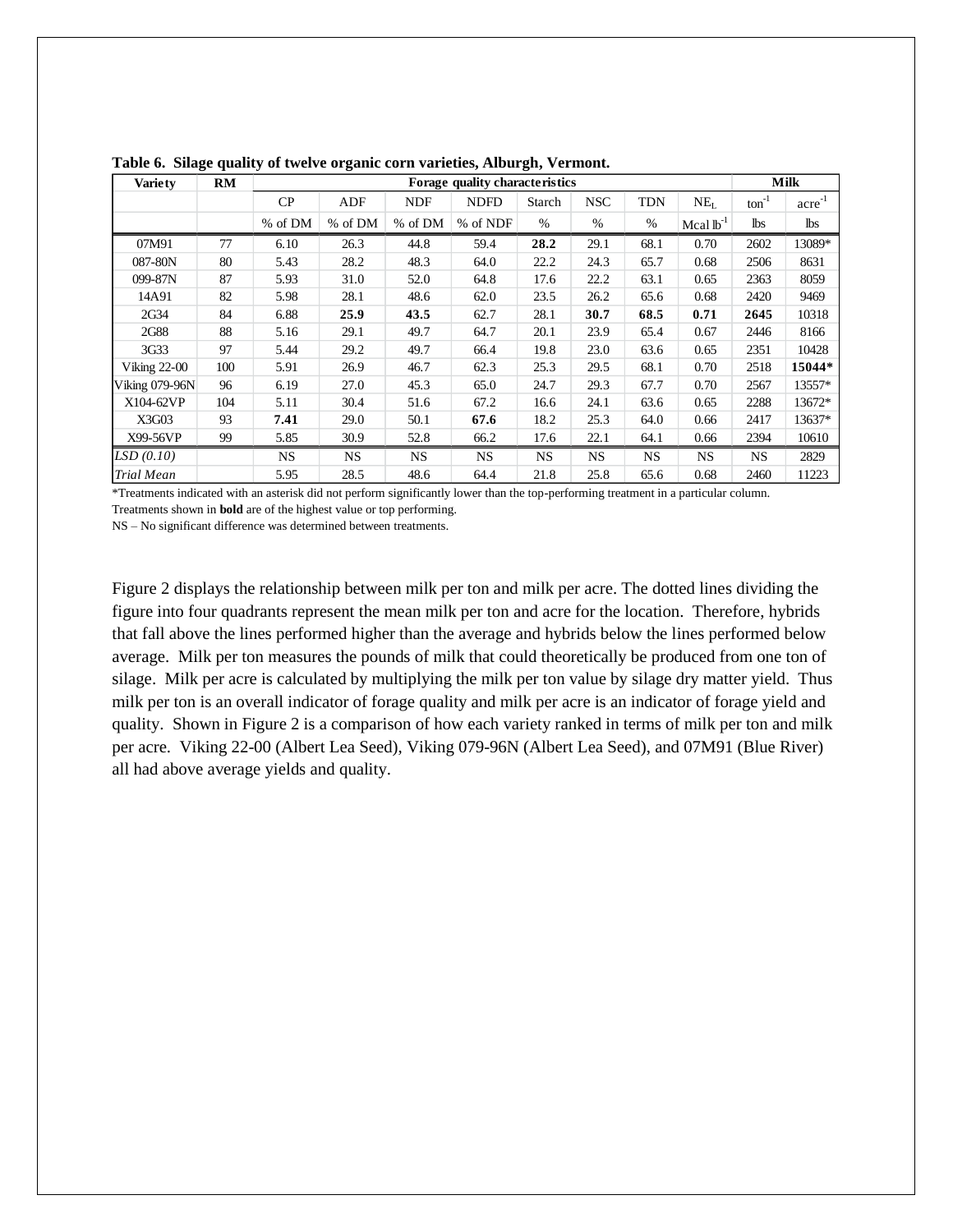**Table 6. Silage quality of twelve organic corn varieties, Alburgh, Vermont.**

| Variety | RM | Forage quality characteristics | | | | | | | | Milk | |
|---|---|---|---|---|---|---|---|---|---|---|---|
| | | CP | ADF | NDF | NDFD | Starch | NSC | TDN | $NE_L$ | $ton^{-1}$ | $acre^{-1}$ |
| | | % of DM | % of DM | % of DM | % of NDF | % | % | % | Mcal $lb^{-1}$ | lbs | lbs |
| 07M91 | 77 | 6.10 | 26.3 | 44.8 | 59.4 | **28.2** | 29.1 | 68.1 | 0.70 | 2602 | 13089* |
| 087-80N | 80 | 5.43 | 28.2 | 48.3 | 64.0 | 22.2 | 24.3 | 65.7 | 0.68 | 2506 | 8631 |
| 099-87N | 87 | 5.93 | 31.0 | 52.0 | 64.8 | 17.6 | 22.2 | 63.1 | 0.65 | 2363 | 8059 |
| 14A91 | 82 | 5.98 | 28.1 | 48.6 | 62.0 | 23.5 | 26.2 | 65.6 | 0.68 | 2420 | 9469 |
| 2G34 | 84 | 6.88 | **25.9** | **43.5** | 62.7 | 28.1 | **30.7** | **68.5** | **0.71** | **2645** | 10318 |
| 2G88 | 88 | 5.16 | 29.1 | 49.7 | 64.7 | 20.1 | 23.9 | 65.4 | 0.67 | 2446 | 8166 |
| 3G33 | 97 | 5.44 | 29.2 | 49.7 | 66.4 | 19.8 | 23.0 | 63.6 | 0.65 | 2351 | 10428 |
| Viking 22-00 | 100 | 5.91 | 26.9 | 46.7 | 62.3 | 25.3 | 29.5 | 68.1 | 0.70 | 2518 | **15044*** |
| Viking 079-96N | 96 | 6.19 | 27.0 | 45.3 | 65.0 | 24.7 | 29.3 | 67.7 | 0.70 | 2567 | 13557* |
| X104-62VP | 104 | 5.11 | 30.4 | 51.6 | 67.2 | 16.6 | 24.1 | 63.6 | 0.65 | 2288 | 13672* |
| X3G03 | 93 | **7.41** | 29.0 | 50.1 | **67.6** | 18.2 | 25.3 | 64.0 | 0.66 | 2417 | 13637* |
| X99-56VP | 99 | 5.85 | 30.9 | 52.8 | 66.2 | 17.6 | 22.1 | 64.1 | 0.66 | 2394 | 10610 |
| *LSD (0.10)* | | NS | NS | NS | NS | NS | NS | NS | NS | NS | 2829 |
| *Trial Mean* | | 5.95 | 28.5 | 48.6 | 64.4 | 21.8 | 25.8 | 65.6 | 0.68 | 2460 | 11223 |

*Treatments indicated with an asterisk did not perform significantly lower than the top-performing treatment in a particular column.

Treatments shown in **bold** are of the highest value or top performing.

NS – No significant difference was determined between treatments.

Figure 2 displays the relationship between milk per ton and milk per acre. The dotted lines dividing the figure into four quadrants represent the mean milk per ton and acre for the location. Therefore, hybrids that fall above the lines performed higher than the average and hybrids below the lines performed below average. Milk per ton measures the pounds of milk that could theoretically be produced from one ton of silage. Milk per acre is calculated by multiplying the milk per ton value by silage dry matter yield. Thus milk per ton is an overall indicator of forage quality and milk per acre is an indicator of forage yield and quality. Shown in Figure 2 is a comparison of how each variety ranked in terms of milk per ton and milk per acre. Viking 22-00 (Albert Lea Seed), Viking 079-96N (Albert Lea Seed), and 07M91 (Blue River) all had above average yields and quality.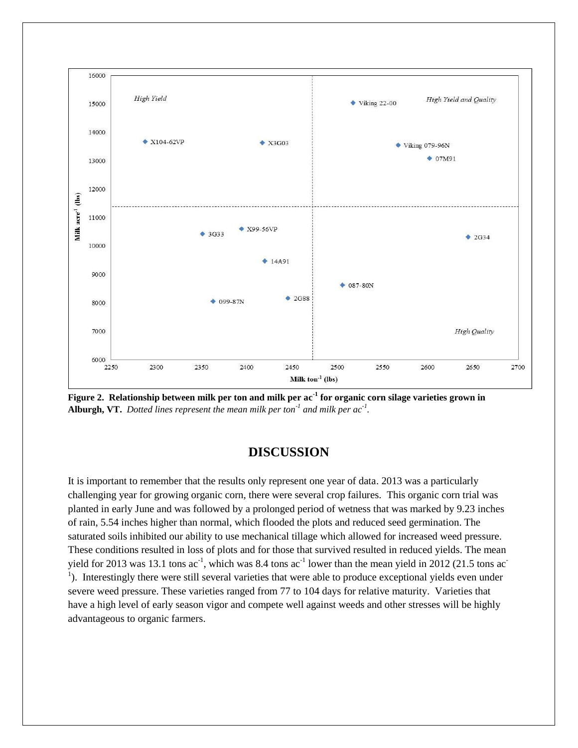**Figure 2. Relationship between milk per ton and milk per ac$^{-1}$ for organic corn silage varieties grown in Alburgh, VT.** *Dotted lines represent the mean milk per ton$^{-1}$ and milk per ac$^{-1}$.*

## DISCUSSION

It is important to remember that the results only represent one year of data. 2013 was a particularly challenging year for growing organic corn, there were several crop failures. This organic corn trial was planted in early June and was followed by a prolonged period of wetness that was marked by 9.23 inches of rain, 5.54 inches higher than normal, which flooded the plots and reduced seed germination. The saturated soils inhibited our ability to use mechanical tillage which allowed for increased weed pressure. These conditions resulted in loss of plots and for those that survived resulted in reduced yields. The mean yield for 2013 was 13.1 tons ac$^{-1}$, which was 8.4 tons ac$^{-1}$ lower than the mean yield in 2012 (21.5 tons ac$^{-1}$). Interestingly there were still several varieties that were able to produce exceptional yields even under severe weed pressure. These varieties ranged from 77 to 104 days for relative maturity. Varieties that have a high level of early season vigor and compete well against weeds and other stresses will be highly advantageous to organic farmers.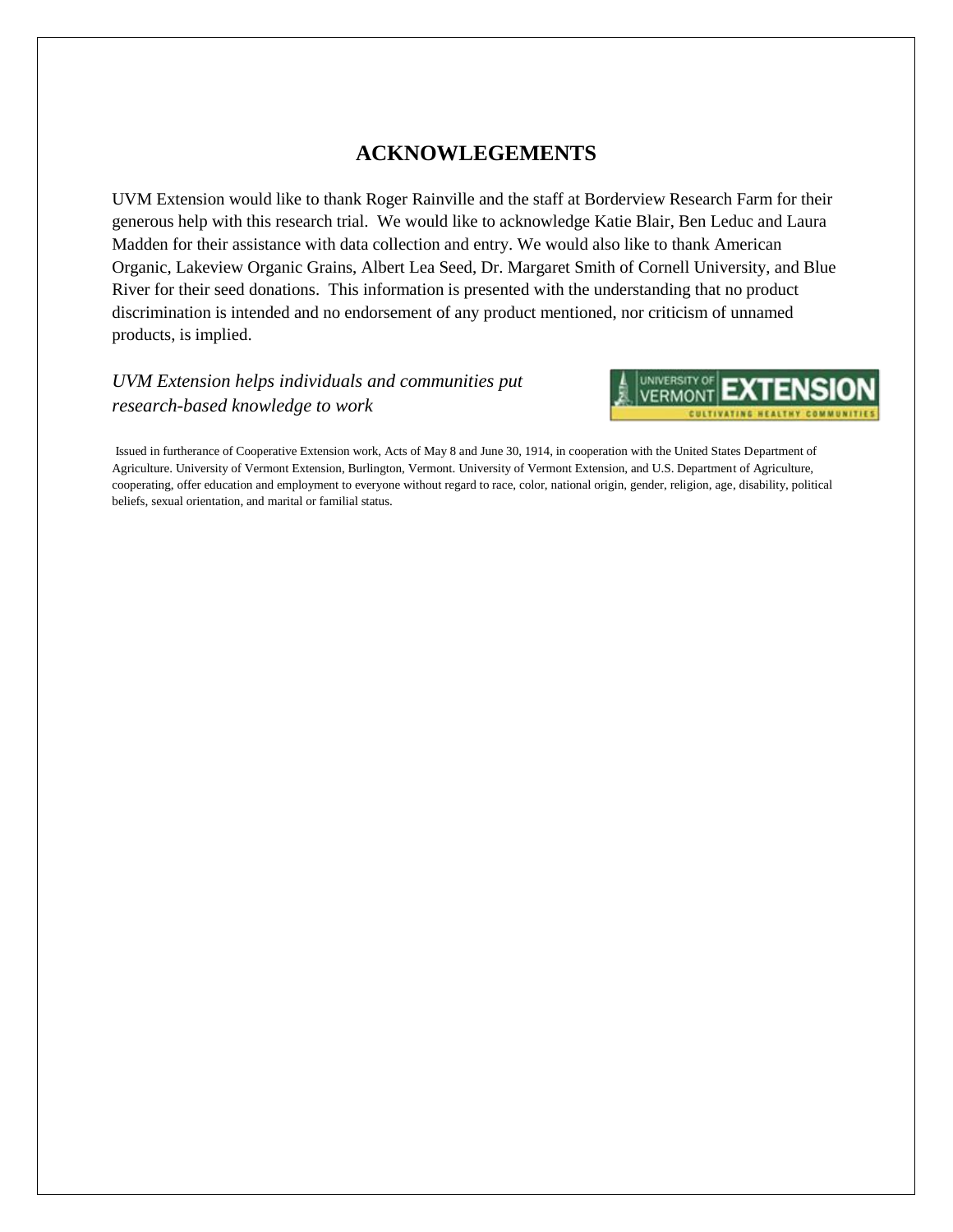# ACKNOWLEGEMENTS

UVM Extension would like to thank Roger Rainville and the staff at Borderview Research Farm for their generous help with this research trial. We would like to acknowledge Katie Blair, Ben Leduc and Laura Madden for their assistance with data collection and entry. We would also like to thank American Organic, Lakeview Organic Grains, Albert Lea Seed, Dr. Margaret Smith of Cornell University, and Blue River for their seed donations. This information is presented with the understanding that no product discrimination is intended and no endorsement of any product mentioned, nor criticism of unnamed products, is implied.

*UVM Extension helps individuals and communities put research-based knowledge to work*

Issued in furtherance of Cooperative Extension work, Acts of May 8 and June 30, 1914, in cooperation with the United States Department of Agriculture. University of Vermont Extension, Burlington, Vermont. University of Vermont Extension, and U.S. Department of Agriculture, cooperating, offer education and employment to everyone without regard to race, color, national origin, gender, religion, age, disability, political beliefs, sexual orientation, and marital or familial status.